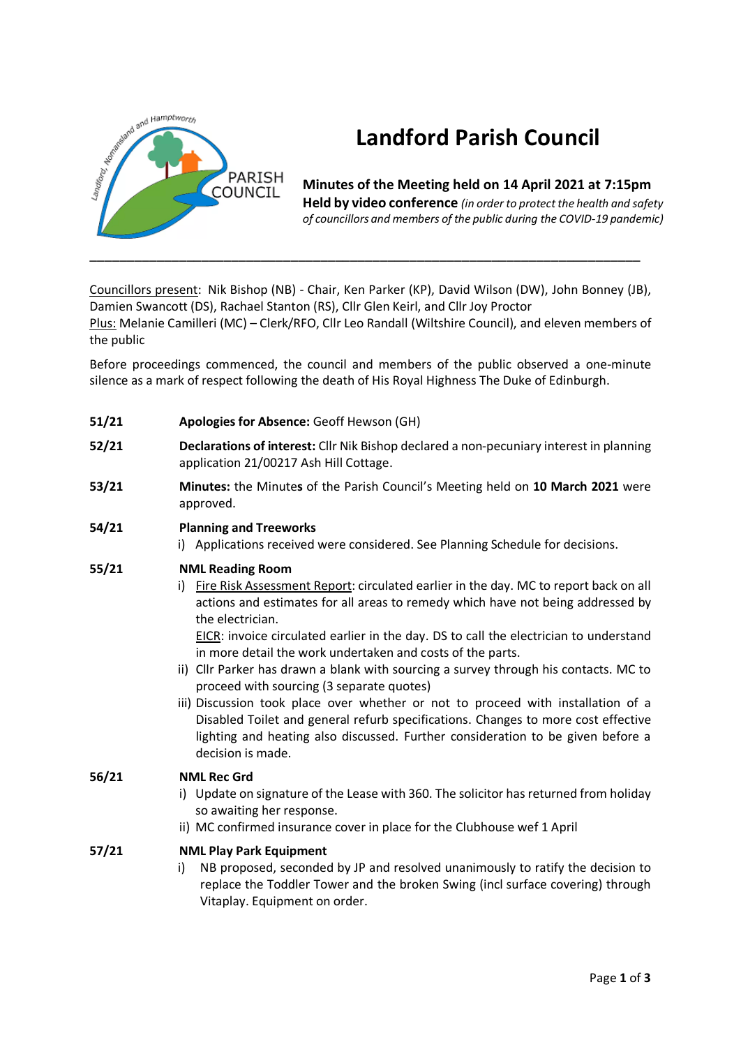# Landford Parish Council

**Minutes of the Meeting held on 14 April 2021 at 7:15pm**
**Held by video conference** *(in order to protect the health and safety of councillors and members of the public during the COVID-19 pandemic)*

---

Councillors present: Nik Bishop (NB) - Chair, Ken Parker (KP), David Wilson (DW), John Bonney (JB), Damien Swancott (DS), Rachael Stanton (RS), Cllr Glen Keirl, and Cllr Joy Proctor
Plus: Melanie Camilleri (MC) – Clerk/RFO, Cllr Leo Randall (Wiltshire Council), and eleven members of the public

Before proceedings commenced, the council and members of the public observed a one-minute silence as a mark of respect following the death of His Royal Highness The Duke of Edinburgh.

**51/21** **Apologies for Absence:** Geoff Hewson (GH)

**52/21** **Declarations of interest:** Cllr Nik Bishop declared a non-pecuniary interest in planning application 21/00217 Ash Hill Cottage.

**53/21** **Minutes:** the Minute**s** of the Parish Council's Meeting held on **10 March 2021** were approved.

**54/21** **Planning and Treeworks**

i) Applications received were considered. See Planning Schedule for decisions.

**55/21** **NML Reading Room**

i) Fire Risk Assessment Report: circulated earlier in the day. MC to report back on all actions and estimates for all areas to remedy which have not being addressed by the electrician.
EICR: invoice circulated earlier in the day. DS to call the electrician to understand in more detail the work undertaken and costs of the parts.

ii) Cllr Parker has drawn a blank with sourcing a survey through his contacts. MC to proceed with sourcing (3 separate quotes)

iii) Discussion took place over whether or not to proceed with installation of a Disabled Toilet and general refurb specifications. Changes to more cost effective lighting and heating also discussed. Further consideration to be given before a decision is made.

**56/21** **NML Rec Grd**

i) Update on signature of the Lease with 360. The solicitor has returned from holiday so awaiting her response.

ii) MC confirmed insurance cover in place for the Clubhouse wef 1 April

**57/21** **NML Play Park Equipment**

i) NB proposed, seconded by JP and resolved unanimously to ratify the decision to replace the Toddler Tower and the broken Swing (incl surface covering) through Vitaplay. Equipment on order.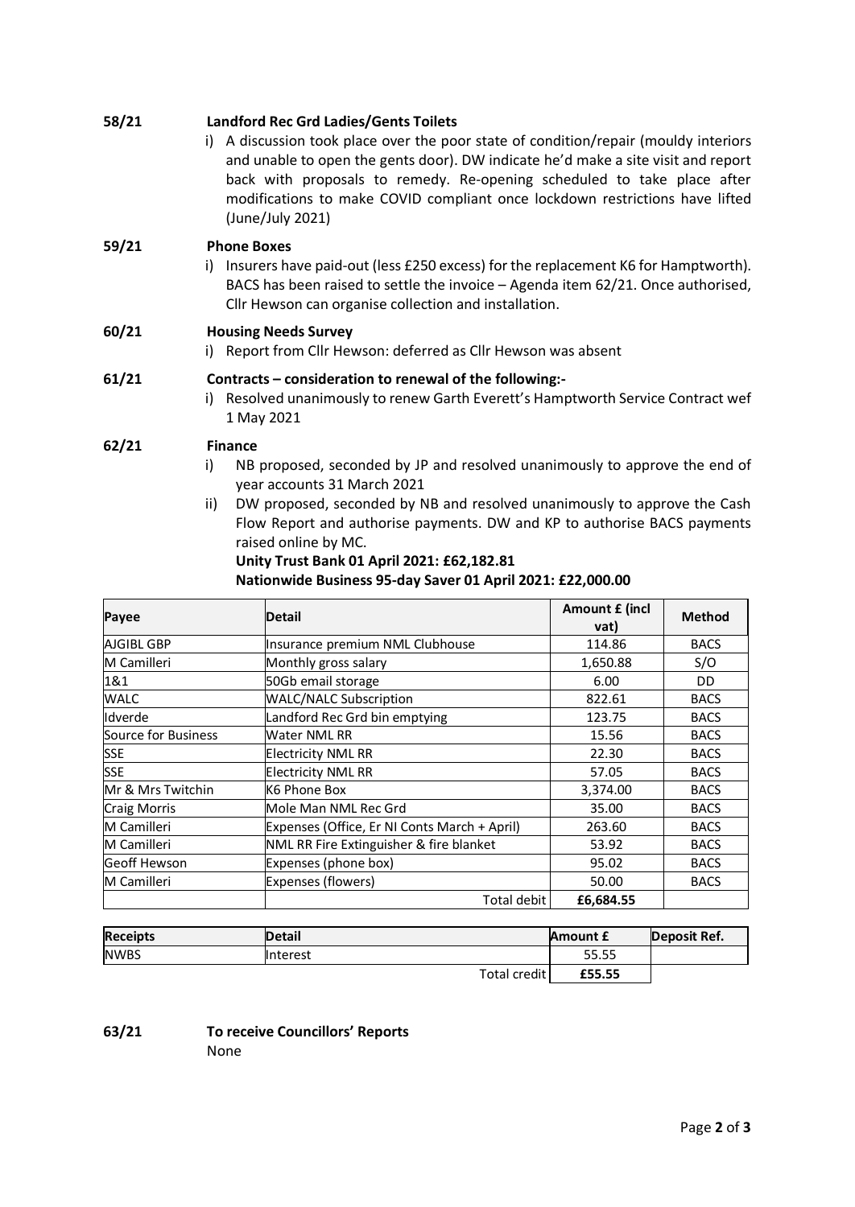**58/21 Landford Rec Grd Ladies/Gents Toilets**

i) A discussion took place over the poor state of condition/repair (mouldy interiors and unable to open the gents door). DW indicate he'd make a site visit and report back with proposals to remedy. Re-opening scheduled to take place after modifications to make COVID compliant once lockdown restrictions have lifted (June/July 2021)

**59/21 Phone Boxes**

i) Insurers have paid-out (less £250 excess) for the replacement K6 for Hamptworth). BACS has been raised to settle the invoice – Agenda item 62/21. Once authorised, Cllr Hewson can organise collection and installation.

**60/21 Housing Needs Survey**

i) Report from Cllr Hewson: deferred as Cllr Hewson was absent

**61/21 Contracts – consideration to renewal of the following:-**

i) Resolved unanimously to renew Garth Everett's Hamptworth Service Contract wef 1 May 2021

**62/21 Finance**

i) NB proposed, seconded by JP and resolved unanimously to approve the end of year accounts 31 March 2021

ii) DW proposed, seconded by NB and resolved unanimously to approve the Cash Flow Report and authorise payments. DW and KP to authorise BACS payments raised online by MC.

**Unity Trust Bank 01 April 2021: £62,182.81**
**Nationwide Business 95-day Saver 01 April 2021: £22,000.00**

| Payee | Detail | Amount £ (incl vat) | Method |
|---|---|---|---|
| AJGIBL GBP | Insurance premium NML Clubhouse | 114.86 | BACS |
| M Camilleri | Monthly gross salary | 1,650.88 | S/O |
| 1&1 | 50Gb email storage | 6.00 | DD |
| WALC | WALC/NALC Subscription | 822.61 | BACS |
| Idverde | Landford Rec Grd bin emptying | 123.75 | BACS |
| Source for Business | Water NML RR | 15.56 | BACS |
| SSE | Electricity NML RR | 22.30 | BACS |
| SSE | Electricity NML RR | 57.05 | BACS |
| Mr & Mrs Twitchin | K6 Phone Box | 3,374.00 | BACS |
| Craig Morris | Mole Man NML Rec Grd | 35.00 | BACS |
| M Camilleri | Expenses (Office, Er NI Conts March + April) | 263.60 | BACS |
| M Camilleri | NML RR Fire Extinguisher & fire blanket | 53.92 | BACS |
| Geoff Hewson | Expenses (phone box) | 95.02 | BACS |
| M Camilleri | Expenses (flowers) | 50.00 | BACS |
| | Total debit | **£6,684.55** | |

| Receipts | Detail | Amount £ | Deposit Ref. |
|---|---|---|---|
| NWBS | Interest | 55.55 | |
| | Total credit | **£55.55** | |

**63/21 To receive Councillors' Reports**

None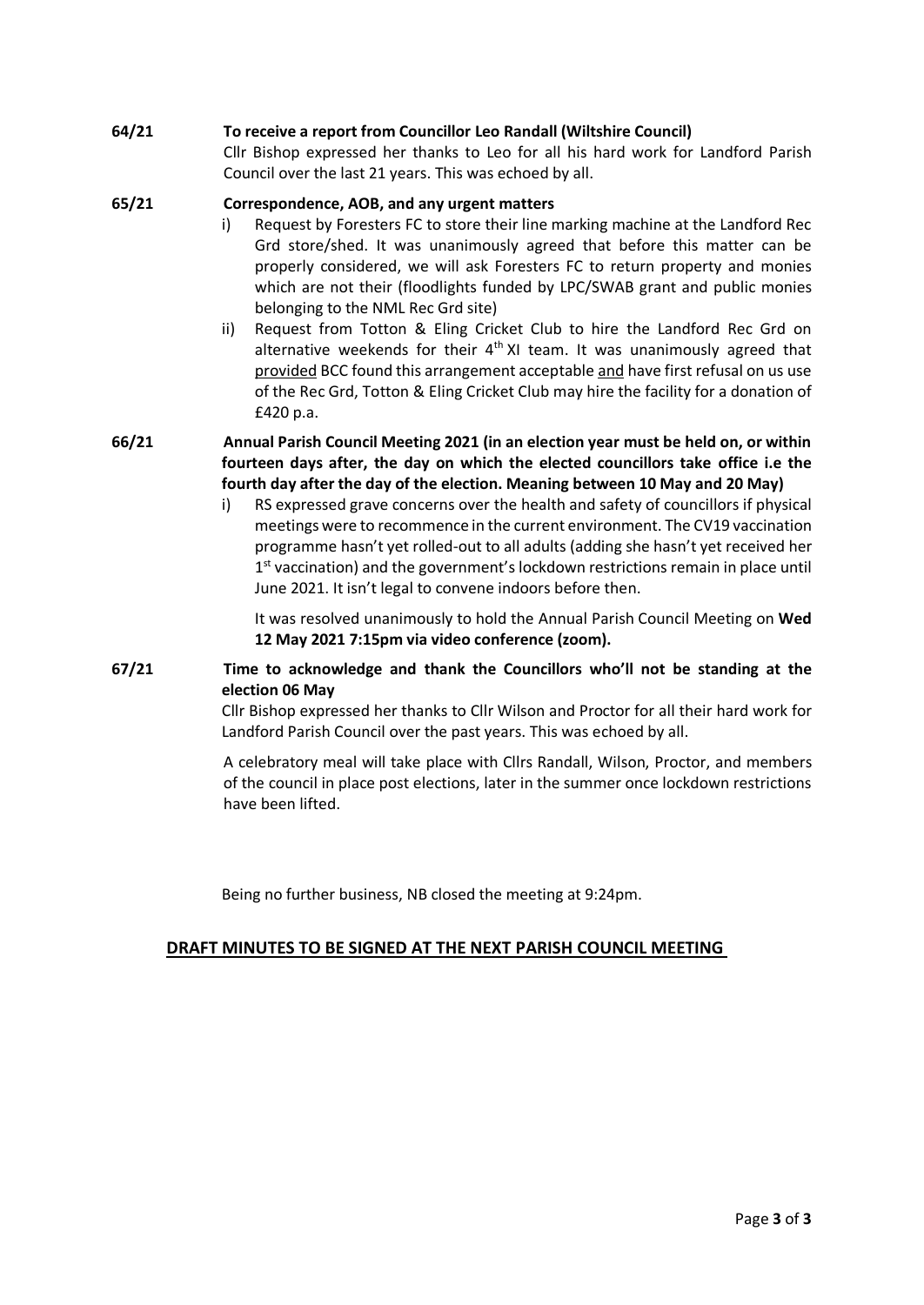**64/21 To receive a report from Councillor Leo Randall (Wiltshire Council)**

Cllr Bishop expressed her thanks to Leo for all his hard work for Landford Parish Council over the last 21 years. This was echoed by all.

**65/21 Correspondence, AOB, and any urgent matters**

i) Request by Foresters FC to store their line marking machine at the Landford Rec Grd store/shed. It was unanimously agreed that before this matter can be properly considered, we will ask Foresters FC to return property and monies which are not their (floodlights funded by LPC/SWAB grant and public monies belonging to the NML Rec Grd site)

ii) Request from Totton & Eling Cricket Club to hire the Landford Rec Grd on alternative weekends for their 4th XI team. It was unanimously agreed that provided BCC found this arrangement acceptable and have first refusal on us use of the Rec Grd, Totton & Eling Cricket Club may hire the facility for a donation of £420 p.a.

**66/21 Annual Parish Council Meeting 2021 (in an election year must be held on, or within fourteen days after, the day on which the elected councillors take office i.e the fourth day after the day of the election. Meaning between 10 May and 20 May)**

i) RS expressed grave concerns over the health and safety of councillors if physical meetings were to recommence in the current environment. The CV19 vaccination programme hasn't yet rolled-out to all adults (adding she hasn't yet received her 1st vaccination) and the government's lockdown restrictions remain in place until June 2021. It isn't legal to convene indoors before then.

It was resolved unanimously to hold the Annual Parish Council Meeting on **Wed 12 May 2021 7:15pm via video conference (zoom).**

**67/21 Time to acknowledge and thank the Councillors who'll not be standing at the election 06 May**

Cllr Bishop expressed her thanks to Cllr Wilson and Proctor for all their hard work for Landford Parish Council over the past years. This was echoed by all.

A celebratory meal will take place with Cllrs Randall, Wilson, Proctor, and members of the council in place post elections, later in the summer once lockdown restrictions have been lifted.

Being no further business, NB closed the meeting at 9:24pm.

**DRAFT MINUTES TO BE SIGNED AT THE NEXT PARISH COUNCIL MEETING**